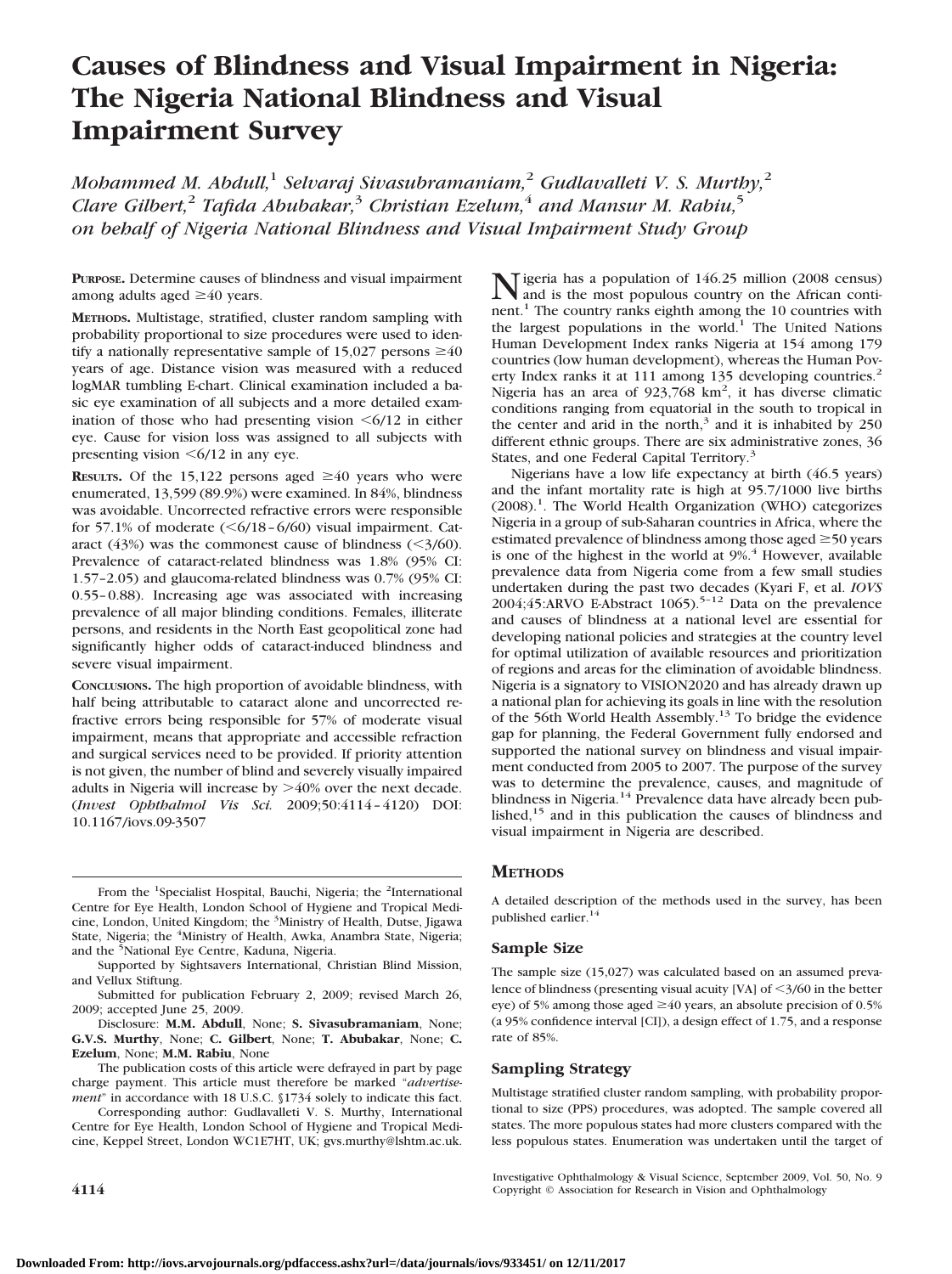# Causes of Blindness and Visual Impairment in Nigeria: The Nigeria National Blindness and Visual Impairment Survey

*Mohammed M. Abdull,[1] Selvaraj Sivasubramaniam,[2] Gudlavalleti V. S. Murthy,[2] Clare Gilbert,[2] Tafida Abubakar,[3] Christian Ezelum,[4] and Mansur M. Rabiu,[5] on behalf of Nigeria National Blindness and Visual Impairment Study Group*

**PURPOSE.** Determine causes of blindness and visual impairment among adults aged ≥40 years.

**METHODS.** Multistage, stratified, cluster random sampling with probability proportional to size procedures were used to identify a nationally representative sample of 15,027 persons ≥40 years of age. Distance vision was measured with a reduced logMAR tumbling E-chart. Clinical examination included a basic eye examination of all subjects and a more detailed examination of those who had presenting vision <6/12 in either eye. Cause for vision loss was assigned to all subjects with presenting vision <6/12 in any eye.

**RESULTS.** Of the 15,122 persons aged ≥40 years who were enumerated, 13,599 (89.9%) were examined. In 84%, blindness was avoidable. Uncorrected refractive errors were responsible for 57.1% of moderate (<6/18–6/60) visual impairment. Cataract (43%) was the commonest cause of blindness (<3/60). Prevalence of cataract-related blindness was 1.8% (95% CI: 1.57–2.05) and glaucoma-related blindness was 0.7% (95% CI: 0.55–0.88). Increasing age was associated with increasing prevalence of all major blinding conditions. Females, illiterate persons, and residents in the North East geopolitical zone had significantly higher odds of cataract-induced blindness and severe visual impairment.

**CONCLUSIONS.** The high proportion of avoidable blindness, with half being attributable to cataract alone and uncorrected refractive errors being responsible for 57% of moderate visual impairment, means that appropriate and accessible refraction and surgical services need to be provided. If priority attention is not given, the number of blind and severely visually impaired adults in Nigeria will increase by >40% over the next decade. (*Invest Ophthalmol Vis Sci.* 2009;50:4114–4120) DOI: 10.1167/iovs.09-3507

From the [1]Specialist Hospital, Bauchi, Nigeria; the [2]International Centre for Eye Health, London School of Hygiene and Tropical Medicine, London, United Kingdom; the [3]Ministry of Health, Dutse, Jigawa State, Nigeria; the [4]Ministry of Health, Awka, Anambra State, Nigeria; and the [5]National Eye Centre, Kaduna, Nigeria.

Supported by Sightsavers International, Christian Blind Mission, and Vellux Stiftung.

Submitted for publication February 2, 2009; revised March 26, 2009; accepted June 25, 2009.

Disclosure: **M.M. Abdull**, None; **S. Sivasubramaniam**, None; **G.V.S. Murthy**, None; **C. Gilbert**, None; **T. Abubakar**, None; **C. Ezelum**, None; **M.M. Rabiu**, None

The publication costs of this article were defrayed in part by page charge payment. This article must therefore be marked "*advertisement*" in accordance with 18 U.S.C. §1734 solely to indicate this fact.

Corresponding author: Gudlavalleti V. S. Murthy, International Centre for Eye Health, London School of Hygiene and Tropical Medicine, Keppel Street, London WC1E7HT, UK; gvs.murthy@lshtm.ac.uk.

Nigeria has a population of 146.25 million (2008 census) and is the most populous country on the African continent.[1] The country ranks eighth among the 10 countries with the largest populations in the world.[1] The United Nations Human Development Index ranks Nigeria at 154 among 179 countries (low human development), whereas the Human Poverty Index ranks it at 111 among 135 developing countries.[2] Nigeria has an area of 923,768 km$^2$, it has diverse climatic conditions ranging from equatorial in the south to tropical in the center and arid in the north,[3] and it is inhabited by 250 different ethnic groups. There are six administrative zones, 36 States, and one Federal Capital Territory.[3]

Nigerians have a low life expectancy at birth (46.5 years) and the infant mortality rate is high at 95.7/1000 live births (2008).[1]. The World Health Organization (WHO) categorizes Nigeria in a group of sub-Saharan countries in Africa, where the estimated prevalence of blindness among those aged ≥50 years is one of the highest in the world at 9%.[4] However, available prevalence data from Nigeria come from a few small studies undertaken during the past two decades (Kyari F, et al. *IOVS* 2004;45:ARVO E-Abstract 1065).[5–12] Data on the prevalence and causes of blindness at a national level are essential for developing national policies and strategies at the country level for optimal utilization of available resources and prioritization of regions and areas for the elimination of avoidable blindness. Nigeria is a signatory to VISION2020 and has already drawn up a national plan for achieving its goals in line with the resolution of the 56th World Health Assembly.[13] To bridge the evidence gap for planning, the Federal Government fully endorsed and supported the national survey on blindness and visual impairment conducted from 2005 to 2007. The purpose of the survey was to determine the prevalence, causes, and magnitude of blindness in Nigeria.[14] Prevalence data have already been published,[15] and in this publication the causes of blindness and visual impairment in Nigeria are described.

## METHODS

A detailed description of the methods used in the survey, has been published earlier.[14]

### Sample Size

The sample size (15,027) was calculated based on an assumed prevalence of blindness (presenting visual acuity [VA] of <3/60 in the better eye) of 5% among those aged ≥40 years, an absolute precision of 0.5% (a 95% confidence interval [CI]), a design effect of 1.75, and a response rate of 85%.

### Sampling Strategy

Multistage stratified cluster random sampling, with probability proportional to size (PPS) procedures, was adopted. The sample covered all states. The more populous states had more clusters compared with the less populous states. Enumeration was undertaken until the target of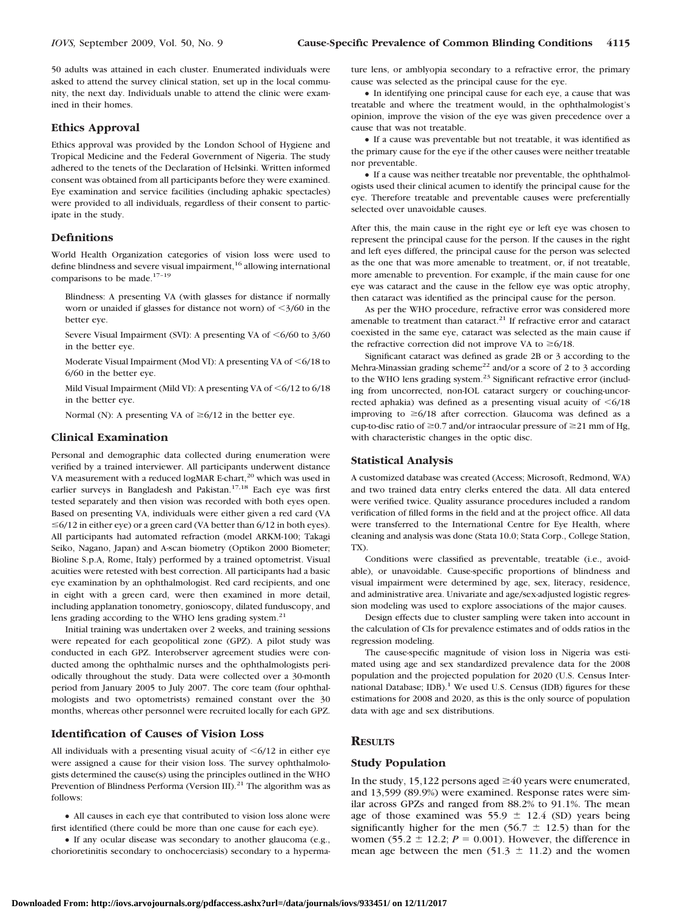50 adults was attained in each cluster. Enumerated individuals were asked to attend the survey clinical station, set up in the local community, the next day. Individuals unable to attend the clinic were examined in their homes.

## Ethics Approval

Ethics approval was provided by the London School of Hygiene and Tropical Medicine and the Federal Government of Nigeria. The study adhered to the tenets of the Declaration of Helsinki. Written informed consent was obtained from all participants before they were examined. Eye examination and service facilities (including aphakic spectacles) were provided to all individuals, regardless of their consent to participate in the study.

## Definitions

World Health Organization categories of vision loss were used to define blindness and severe visual impairment,[16] allowing international comparisons to be made.[17–19]

Blindness: A presenting VA (with glasses for distance if normally worn or unaided if glasses for distance not worn) of <3/60 in the better eye.

Severe Visual Impairment (SVI): A presenting VA of <6/60 to 3/60 in the better eye.

Moderate Visual Impairment (Mod VI): A presenting VA of <6/18 to 6/60 in the better eye.

Mild Visual Impairment (Mild VI): A presenting VA of <6/12 to 6/18 in the better eye.

Normal (N): A presenting VA of ≥6/12 in the better eye.

## Clinical Examination

Personal and demographic data collected during enumeration were verified by a trained interviewer. All participants underwent distance VA measurement with a reduced logMAR E-chart,[20] which was used in earlier surveys in Bangladesh and Pakistan.[17,18] Each eye was first tested separately and then vision was recorded with both eyes open. Based on presenting VA, individuals were either given a red card (VA ≤6/12 in either eye) or a green card (VA better than 6/12 in both eyes). All participants had automated refraction (model ARKM-100; Takagi Seiko, Nagano, Japan) and A-scan biometry (Optikon 2000 Biometer; Bioline S.p.A, Rome, Italy) performed by a trained optometrist. Visual acuities were retested with best correction. All participants had a basic eye examination by an ophthalmologist. Red card recipients, and one in eight with a green card, were then examined in more detail, including applanation tonometry, gonioscopy, dilated funduscopy, and lens grading according to the WHO lens grading system.[21]

Initial training was undertaken over 2 weeks, and training sessions were repeated for each geopolitical zone (GPZ). A pilot study was conducted in each GPZ. Interobserver agreement studies were conducted among the ophthalmic nurses and the ophthalmologists periodically throughout the study. Data were collected over a 30-month period from January 2005 to July 2007. The core team (four ophthalmologists and two optometrists) remained constant over the 30 months, whereas other personnel were recruited locally for each GPZ.

## Identification of Causes of Vision Loss

All individuals with a presenting visual acuity of <6/12 in either eye were assigned a cause for their vision loss. The survey ophthalmologists determined the cause(s) using the principles outlined in the WHO Prevention of Blindness Performa (Version III).[21] The algorithm was as follows:

- All causes in each eye that contributed to vision loss alone were first identified (there could be more than one cause for each eye).
- If any ocular disease was secondary to another glaucoma (e.g., chorioretinitis secondary to onchocerciasis) secondary to a hypermature lens, or amblyopia secondary to a refractive error, the primary cause was selected as the principal cause for the eye.
- In identifying one principal cause for each eye, a cause that was treatable and where the treatment would, in the ophthalmologist's opinion, improve the vision of the eye was given precedence over a cause that was not treatable.
- If a cause was preventable but not treatable, it was identified as the primary cause for the eye if the other causes were neither treatable nor preventable.
- If a cause was neither treatable nor preventable, the ophthalmologists used their clinical acumen to identify the principal cause for the eye. Therefore treatable and preventable causes were preferentially selected over unavoidable causes.

After this, the main cause in the right eye or left eye was chosen to represent the principal cause for the person. If the causes in the right and left eyes differed, the principal cause for the person was selected as the one that was more amenable to treatment, or, if not treatable, more amenable to prevention. For example, if the main cause for one eye was cataract and the cause in the fellow eye was optic atrophy, then cataract was identified as the principal cause for the person.

As per the WHO procedure, refractive error was considered more amenable to treatment than cataract.[21] If refractive error and cataract coexisted in the same eye, cataract was selected as the main cause if the refractive correction did not improve VA to ≥6/18.

Significant cataract was defined as grade 2B or 3 according to the Mehra-Minassian grading scheme[22] and/or a score of 2 to 3 according to the WHO lens grading system.[23] Significant refractive error (including from uncorrected, non-IOL cataract surgery or couching-uncorrected aphakia) was defined as a presenting visual acuity of <6/18 improving to ≥6/18 after correction. Glaucoma was defined as a cup-to-disc ratio of ≥0.7 and/or intraocular pressure of ≥21 mm of Hg, with characteristic changes in the optic disc.

## Statistical Analysis

A customized database was created (Access; Microsoft, Redmond, WA) and two trained data entry clerks entered the data. All data entered were verified twice. Quality assurance procedures included a random verification of filled forms in the field and at the project office. All data were transferred to the International Centre for Eye Health, where cleaning and analysis was done (Stata 10.0; Stata Corp., College Station, TX).

Conditions were classified as preventable, treatable (i.e., avoidable), or unavoidable. Cause-specific proportions of blindness and visual impairment were determined by age, sex, literacy, residence, and administrative area. Univariate and age/sex-adjusted logistic regression modeling was used to explore associations of the major causes.

Design effects due to cluster sampling were taken into account in the calculation of CIs for prevalence estimates and of odds ratios in the regression modeling.

The cause-specific magnitude of vision loss in Nigeria was estimated using age and sex standardized prevalence data for the 2008 population and the projected population for 2020 (U.S. Census International Database; IDB).[1] We used U.S. Census (IDB) figures for these estimations for 2008 and 2020, as this is the only source of population data with age and sex distributions.

# Results

## Study Population

In the study, 15,122 persons aged ≥40 years were enumerated, and 13,599 (89.9%) were examined. Response rates were similar across GPZs and ranged from 88.2% to 91.1%. The mean age of those examined was 55.9 ± 12.4 (SD) years being significantly higher for the men (56.7 ± 12.5) than for the women (55.2 ± 12.2; $P = 0.001$). However, the difference in mean age between the men (51.3 ± 11.2) and the women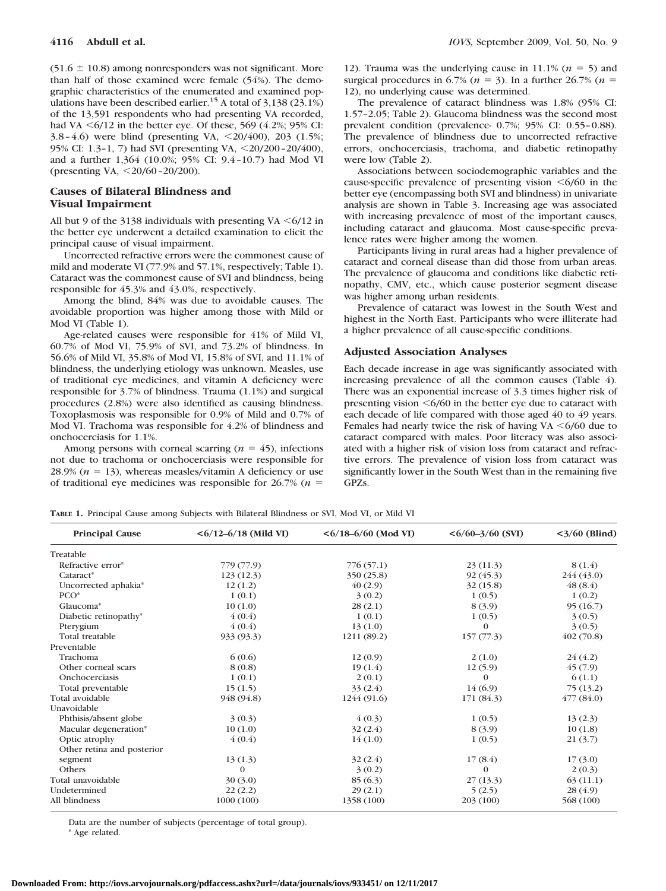(51.6 ± 10.8) among nonresponders was not significant. More than half of those examined were female (54%). The demographic characteristics of the enumerated and examined populations have been described earlier.[15] A total of 3,138 (23.1%) of the 13,591 respondents who had presenting VA recorded, had VA <6/12 in the better eye. Of these, 569 (4.2%; 95% CI: 3.8–4.6) were blind (presenting VA, <20/400), 203 (1.5%; 95% CI: 1.3–1, 7) had SVI (presenting VA, <20/200–20/400), and a further 1,364 (10.0%; 95% CI: 9.4–10.7) had Mod VI (presenting VA, <20/60–20/200).

## Causes of Bilateral Blindness and Visual Impairment

All but 9 of the 3138 individuals with presenting VA <6/12 in the better eye underwent a detailed examination to elicit the principal cause of visual impairment.

Uncorrected refractive errors were the commonest cause of mild and moderate VI (77.9% and 57.1%, respectively; Table 1). Cataract was the commonest cause of SVI and blindness, being responsible for 45.3% and 43.0%, respectively.

Among the blind, 84% was due to avoidable causes. The avoidable proportion was higher among those with Mild or Mod VI (Table 1).

Age-related causes were responsible for 41% of Mild VI, 60.7% of Mod VI, 75.9% of SVI, and 73.2% of blindness. In 56.6% of Mild VI, 35.8% of Mod VI, 15.8% of SVI, and 11.1% of blindness, the underlying etiology was unknown. Measles, use of traditional eye medicines, and vitamin A deficiency were responsible for 3.7% of blindness. Trauma (1.1%) and surgical procedures (2.8%) were also identified as causing blindness. Toxoplasmosis was responsible for 0.9% of Mild and 0.7% of Mod VI. Trachoma was responsible for 4.2% of blindness and onchocerciasis for 1.1%.

Among persons with corneal scarring ($n$ = 45), infections not due to trachoma or onchocerciasis were responsible for 28.9% ($n$ = 13), whereas measles/vitamin A deficiency or use of traditional eye medicines was responsible for 26.7% ($n$ = 12). Trauma was the underlying cause in 11.1% ($n$ = 5) and surgical procedures in 6.7% ($n$ = 3). In a further 26.7% ($n$ = 12), no underlying cause was determined.

The prevalence of cataract blindness was 1.8% (95% CI: 1.57–2.05; Table 2). Glaucoma blindness was the second most prevalent condition (prevalence- 0.7%; 95% CI: 0.55–0.88). The prevalence of blindness due to uncorrected refractive errors, onchocerciasis, trachoma, and diabetic retinopathy were low (Table 2).

Associations between sociodemographic variables and the cause-specific prevalence of presenting vision <6/60 in the better eye (encompassing both SVI and blindness) in univariate analysis are shown in Table 3. Increasing age was associated with increasing prevalence of most of the important causes, including cataract and glaucoma. Most cause-specific prevalence rates were higher among the women.

Participants living in rural areas had a higher prevalence of cataract and corneal disease than did those from urban areas. The prevalence of glaucoma and conditions like diabetic retinopathy, CMV, etc., which cause posterior segment disease was higher among urban residents.

Prevalence of cataract was lowest in the South West and highest in the North East. Participants who were illiterate had a higher prevalence of all cause-specific conditions.

## Adjusted Association Analyses

Each decade increase in age was significantly associated with increasing prevalence of all the common causes (Table 4). There was an exponential increase of 3.3 times higher risk of presenting vision <6/60 in the better eye due to cataract with each decade of life compared with those aged 40 to 49 years. Females had nearly twice the risk of having VA <6/60 due to cataract compared with males. Poor literacy was also associated with a higher risk of vision loss from cataract and refractive errors. The prevalence of vision loss from cataract was significantly lower in the South West than in the remaining five GPZs.

**TABLE 1.** Principal Cause among Subjects with Bilateral Blindness or SVI, Mod VI, or Mild VI

| Principal Cause | <6/12–6/18 (Mild VI) | <6/18–6/60 (Mod VI) | <6/60–3/60 (SVI) | <3/60 (Blind) |
|---|---|---|---|---|
| Treatable | | | | |
| Refractive error* | 779 (77.9) | 776 (57.1) | 23 (11.3) | 8 (1.4) |
| Cataract* | 123 (12.3) | 350 (25.8) | 92 (45.3) | 244 (43.0) |
| Uncorrected aphakia* | 12 (1.2) | 40 (2.9) | 32 (15.8) | 48 (8.4) |
| PCO* | 1 (0.1) | 3 (0.2) | 1 (0.5) | 1 (0.2) |
| Glaucoma* | 10 (1.0) | 28 (2.1) | 8 (3.9) | 95 (16.7) |
| Diabetic retinopathy* | 4 (0.4) | 1 (0.1) | 1 (0.5) | 3 (0.5) |
| Pterygium | 4 (0.4) | 13 (1.0) | 0 | 3 (0.5) |
| Total treatable | 933 (93.3) | 1211 (89.2) | 157 (77.3) | 402 (70.8) |
| Preventable | | | | |
| Trachoma | 6 (0.6) | 12 (0.9) | 2 (1.0) | 24 (4.2) |
| Other corneal scars | 8 (0.8) | 19 (1.4) | 12 (5.9) | 45 (7.9) |
| Onchocerciasis | 1 (0.1) | 2 (0.1) | 0 | 6 (1.1) |
| Total preventable | 15 (1.5) | 33 (2.4) | 14 (6.9) | 75 (13.2) |
| Total avoidable | 948 (94.8) | 1244 (91.6) | 171 (84.3) | 477 (84.0) |
| Unavoidable | | | | |
| Phthisis/absent globe | 3 (0.3) | 4 (0.3) | 1 (0.5) | 13 (2.3) |
| Macular degeneration* | 10 (1.0) | 32 (2.4) | 8 (3.9) | 10 (1.8) |
| Optic atrophy | 4 (0.4) | 14 (1.0) | 1 (0.5) | 21 (3.7) |
| Other retina and posterior segment | 13 (1.3) | 32 (2.4) | 17 (8.4) | 17 (3.0) |
| Others | 0 | 3 (0.2) | 0 | 2 (0.3) |
| Total unavoidable | 30 (3.0) | 85 (6.3) | 27 (13.3) | 63 (11.1) |
| Undetermined | 22 (2.2) | 29 (2.1) | 5 (2.5) | 28 (4.9) |
| All blindness | 1000 (100) | 1358 (100) | 203 (100) | 568 (100) |

Data are the number of subjects (percentage of total group).

* Age related.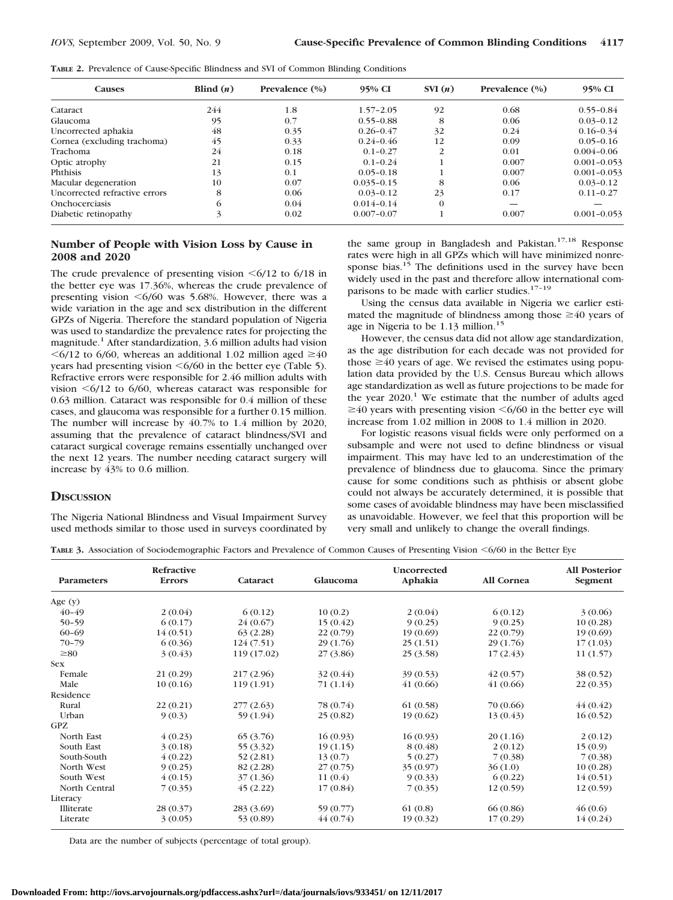**TABLE 2.** Prevalence of Cause-Specific Blindness and SVI of Common Blinding Conditions

| Causes | Blind (*n*) | Prevalence (%) | 95% CI | SVI (*n*) | Prevalence (%) | 95% CI |
|---|---|---|---|---|---|---|
| Cataract | 244 | 1.8 | 1.57–2.05 | 92 | 0.68 | 0.55–0.84 |
| Glaucoma | 95 | 0.7 | 0.55–0.88 | 8 | 0.06 | 0.03–0.12 |
| Uncorrected aphakia | 48 | 0.35 | 0.26–0.47 | 32 | 0.24 | 0.16–0.34 |
| Cornea (excluding trachoma) | 45 | 0.33 | 0.24–0.46 | 12 | 0.09 | 0.05–0.16 |
| Trachoma | 24 | 0.18 | 0.1–0.27 | 2 | 0.01 | 0.004–0.06 |
| Optic atrophy | 21 | 0.15 | 0.1–0.24 | 1 | 0.007 | 0.001–0.053 |
| Phthisis | 13 | 0.1 | 0.05–0.18 | 1 | 0.007 | 0.001–0.053 |
| Macular degeneration | 10 | 0.07 | 0.035–0.15 | 8 | 0.06 | 0.03–0.12 |
| Uncorrected refractive errors | 8 | 0.06 | 0.03–0.12 | 23 | 0.17 | 0.11–0.27 |
| Onchocerciasis | 6 | 0.04 | 0.014–0.14 | 0 | — | — |
| Diabetic retinopathy | 3 | 0.02 | 0.007–0.07 | 1 | 0.007 | 0.001–0.053 |

### Number of People with Vision Loss by Cause in 2008 and 2020

The crude prevalence of presenting vision <6/12 to 6/18 in the better eye was 17.36%, whereas the crude prevalence of presenting vision <6/60 was 5.68%. However, there was a wide variation in the age and sex distribution in the different GPZs of Nigeria. Therefore the standard population of Nigeria was used to standardize the prevalence rates for projecting the magnitude.[1] After standardization, 3.6 million adults had vision <6/12 to 6/60, whereas an additional 1.02 million aged ≥40 years had presenting vision <6/60 in the better eye (Table 5). Refractive errors were responsible for 2.46 million adults with vision <6/12 to 6/60, whereas cataract was responsible for 0.63 million. Cataract was responsible for 0.4 million of these cases, and glaucoma was responsible for a further 0.15 million. The number will increase by 40.7% to 1.4 million by 2020, assuming that the prevalence of cataract blindness/SVI and cataract surgical coverage remains essentially unchanged over the next 12 years. The number needing cataract surgery will increase by 43% to 0.6 million.

## Discussion

The Nigeria National Blindness and Visual Impairment Survey used methods similar to those used in surveys coordinated by the same group in Bangladesh and Pakistan.[17,18] Response rates were high in all GPZs which will have minimized nonresponse bias.[15] The definitions used in the survey have been widely used in the past and therefore allow international comparisons to be made with earlier studies.[17–19]

Using the census data available in Nigeria we earlier estimated the magnitude of blindness among those ≥40 years of age in Nigeria to be 1.13 million.[15]

However, the census data did not allow age standardization, as the age distribution for each decade was not provided for those ≥40 years of age. We revised the estimates using population data provided by the U.S. Census Bureau which allows age standardization as well as future projections to be made for the year 2020.[1] We estimate that the number of adults aged ≥40 years with presenting vision <6/60 in the better eye will increase from 1.02 million in 2008 to 1.4 million in 2020.

For logistic reasons visual fields were only performed on a subsample and were not used to define blindness or visual impairment. This may have led to an underestimation of the prevalence of blindness due to glaucoma. Since the primary cause for some conditions such as phthisis or absent globe could not always be accurately determined, it is possible that some cases of avoidable blindness may have been misclassified as unavoidable. However, we feel that this proportion will be very small and unlikely to change the overall findings.

**TABLE 3.** Association of Sociodemographic Factors and Prevalence of Common Causes of Presenting Vision <6/60 in the Better Eye

| Parameters | Refractive Errors | Cataract | Glaucoma | Uncorrected Aphakia | All Cornea | All Posterior Segment |
|---|---|---|---|---|---|---|
| Age (y) | | | | | | |
| 40–49 | 2 (0.04) | 6 (0.12) | 10 (0.2) | 2 (0.04) | 6 (0.12) | 3 (0.06) |
| 50–59 | 6 (0.17) | 24 (0.67) | 15 (0.42) | 9 (0.25) | 9 (0.25) | 10 (0.28) |
| 60–69 | 14 (0.51) | 63 (2.28) | 22 (0.79) | 19 (0.69) | 22 (0.79) | 19 (0.69) |
| 70–79 | 6 (0.36) | 124 (7.51) | 29 (1.76) | 25 (1.51) | 29 (1.76) | 17 (1.03) |
| ≥80 | 3 (0.43) | 119 (17.02) | 27 (3.86) | 25 (3.58) | 17 (2.43) | 11 (1.57) |
| Sex | | | | | | |
| Female | 21 (0.29) | 217 (2.96) | 32 (0.44) | 39 (0.53) | 42 (0.57) | 38 (0.52) |
| Male | 10 (0.16) | 119 (1.91) | 71 (1.14) | 41 (0.66) | 41 (0.66) | 22 (0.35) |
| Residence | | | | | | |
| Rural | 22 (0.21) | 277 (2.63) | 78 (0.74) | 61 (0.58) | 70 (0.66) | 44 (0.42) |
| Urban | 9 (0.3) | 59 (1.94) | 25 (0.82) | 19 (0.62) | 13 (0.43) | 16 (0.52) |
| GPZ | | | | | | |
| North East | 4 (0.23) | 65 (3.76) | 16 (0.93) | 16 (0.93) | 20 (1.16) | 2 (0.12) |
| South East | 3 (0.18) | 55 (3.32) | 19 (1.15) | 8 (0.48) | 2 (0.12) | 15 (0.9) |
| South-South | 4 (0.22) | 52 (2.81) | 13 (0.7) | 5 (0.27) | 7 (0.38) | 7 (0.38) |
| North West | 9 (0.25) | 82 (2.28) | 27 (0.75) | 35 (0.97) | 36 (1.0) | 10 (0.28) |
| South West | 4 (0.15) | 37 (1.36) | 11 (0.4) | 9 (0.33) | 6 (0.22) | 14 (0.51) |
| North Central | 7 (0.35) | 45 (2.22) | 17 (0.84) | 7 (0.35) | 12 (0.59) | 12 (0.59) |
| Literacy | | | | | | |
| Illiterate | 28 (0.37) | 283 (3.69) | 59 (0.77) | 61 (0.8) | 66 (0.86) | 46 (0.6) |
| Literate | 3 (0.05) | 53 (0.89) | 44 (0.74) | 19 (0.32) | 17 (0.29) | 14 (0.24) |

Data are the number of subjects (percentage of total group).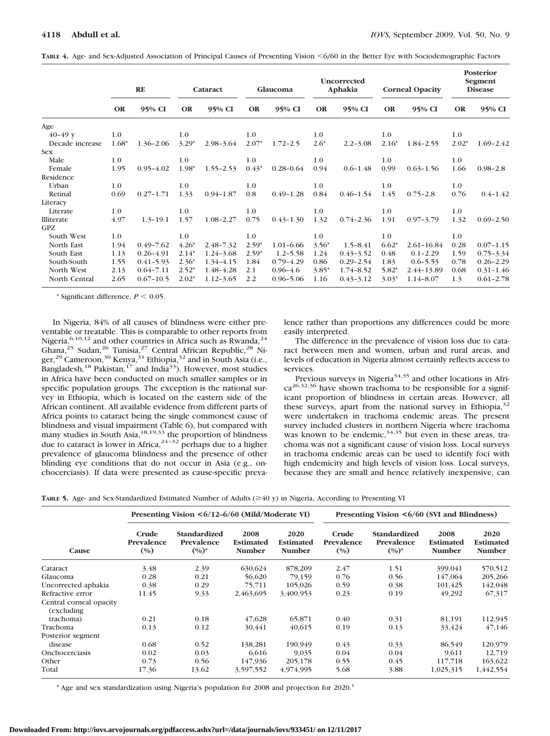**TABLE 4.** Age- and Sex-Adjusted Association of Principal Causes of Presenting Vision <6/60 in the Better Eye with Sociodemographic Factors

| | RE | | Cataract | | Glaucoma | | Uncorrected Aphakia | | Corneal Opacity | | Posterior Segment Disease | |
|---|---|---|---|---|---|---|---|---|---|---|---|---|
| | OR | 95% CI | OR | 95% CI | OR | 95% CI | OR | 95% CI | OR | 95% CI | OR | 95% CI |
| Age | | | | | | | | | | | | |
| 40–49 y | 1.0 | | 1.0 | | 1.0 | | 1.0 | | 1.0 | | 1.0 | |
| Decade increase | 1.68* | 1.36–2.06 | 3.29* | 2.98–3.64 | 2.07* | 1.72–2.5 | 2.6* | 2.2–3.08 | 2.16* | 1.84–2.55 | 2.02* | 1.69–2.42 |
| Sex | | | | | | | | | | | | |
| Male | 1.0 | | 1.0 | | 1.0 | | 1.0 | | 1.0 | | 1.0 | |
| Female | 1.95 | 0.95–4.02 | 1.98* | 1.55–2.53 | 0.43* | 0.28–0.64 | 0.94 | 0.6–1.48 | 0.99 | 0.63–1.56 | 1.66 | 0.98–2.8 |
| Residence | | | | | | | | | | | | |
| Urban | 1.0 | | 1.0 | | 1.0 | | 1.0 | | 1.0 | | 1.0 | |
| Retinal | 0.69 | 0.27–1.71 | 1.33 | 0.94–1.87 | 0.8 | 0.49–1.28 | 0.84 | 0.46–1.54 | 1.45 | 0.75–2.8 | 0.76 | 0.4–1.42 |
| Literacy | | | | | | | | | | | | |
| Literate | 1.0 | | 1.0 | | 1.0 | | 1.0 | | 1.0 | | 1.0 | |
| Illiterate | 4.97 | 1.3–19.1 | 1.57 | 1.08–2.27 | 0.75 | 0.43–1.30 | 1.32 | 0.74–2.36 | 1.91 | 0.97–3.79 | 1.32 | 0.69–2.50 |
| GPZ | | | | | | | | | | | | |
| South West | 1.0 | | 1.0 | | 1.0 | | 1.0 | | 1.0 | | 1.0 | |
| North East | 1.94 | 0.49–7.62 | 4.26* | 2.48–7.32 | 2.59* | 1.01–6.66 | 3.56* | 1.5–8.41 | 6.62* | 2.61–16.84 | 0.28 | 0.07–1.15 |
| South East | 1.13 | 0.26–4.91 | 2.14* | 1.24–3.68 | 2.59* | 1.2–5.58 | 1.24 | 0.43–3.52 | 0.48 | 0.1–2.29 | 1.59 | 0.75–3.34 |
| South-South | 1.55 | 0.41–5.93 | 2.36* | 1.34–4.15 | 1.84 | 0.79–4.29 | 0.86 | 0.29–2.54 | 1.83 | 0.6–5.53 | 0.78 | 0.26–2.29 |
| North West | 2.13 | 0.64–7.11 | 2.52* | 1.48–4.28 | 2.1 | 0.96–4.6 | 3.85* | 1.74–8.52 | 5.82* | 2.44–13.89 | 0.68 | 0.31–1.46 |
| North Central | 2.65 | 0.67–10.5 | 2.02* | 1.12–3.65 | 2.2 | 0.96–5.06 | 1.16 | 0.43–3.12 | 3.03* | 1.14–8.07 | 1.3 | 0.61–2.78 |

* Significant difference, $P < 0.05$.

In Nigeria, 84% of all causes of blindness were either preventable or treatable. This is comparable to other reports from Nigeria,[6,10,12] and other countries in Africa such as Rwanda,[24] Ghana,[25] Sudan,[26] Tunisia,[27] Central African Republic,[28] Niger,[29] Cameroon,[30] Kenya,[31] Ethiopia,[32] and in South Asia (i.e., Bangladesh,[18] Pakistan,[17] and India[33]). However, most studies in Africa have been conducted on much smaller samples or in specific population groups. The exception is the national survey in Ethiopia, which is located on the eastern side of the African continent. All available evidence from different parts of Africa points to cataract being the single commonest cause of blindness and visual impairment (Table 6), but compared with many studies in South Asia,[18,19,33] the proportion of blindness due to cataract is lower in Africa,[24–32] perhaps due to a higher prevalence of glaucoma blindness and the presence of other blinding eye conditions that do not occur in Asia (e.g., onchocerciasis). If data were presented as cause-specific prevalence rather than proportions any differences could be more easily interpreted.

The difference in the prevalence of vision loss due to cataract between men and women, urban and rural areas, and levels of education in Nigeria almost certainly reflects access to services.

Previous surveys in Nigeria[34,35] and other locations in Africa[26,32,36] have shown trachoma to be responsible for a significant proportion of blindness in certain areas. However, all these surveys, apart from the national survey in Ethiopia,[32] were undertaken in trachoma endemic areas. The present survey included clusters in northern Nigeria where trachoma was known to be endemic,[34,35] but even in these areas, trachoma was not a significant cause of vision loss. Local surveys in trachoma endemic areas can be used to identify foci with high endemicity and high levels of vision loss. Local surveys, because they are small and hence relatively inexpensive, can

**TABLE 5.** Age- and Sex-Standardized Estimated Number of Adults (≥40 y) in Nigeria, According to Presenting VI

| | Presenting Vision <6/12–6/60 (Mild/Moderate VI) | | | | Presenting Vision <6/60 (SVI and Blindness) | | | |
|---|---|---|---|---|---|---|---|---|
| Cause | Crude Prevalence (%) | Standardized Prevalence (%)* | 2008 Estimated Number | 2020 Estimated Number | Crude Prevalence (%) | Standardized Prevalence (%)* | 2008 Estimated Number | 2020 Estimated Number |
| Cataract | 3.48 | 2.39 | 630,624 | 878,209 | 2.47 | 1.51 | 399,041 | 570,512 |
| Glaucoma | 0.28 | 0.21 | 56,620 | 79,159 | 0.76 | 0.56 | 147,064 | 205,266 |
| Uncorrected aphakia | 0.38 | 0.29 | 75,711 | 105,026 | 0.59 | 0.38 | 101,425 | 142,048 |
| Refractive error | 11.45 | 9.33 | 2,463,695 | 3,400,953 | 0.23 | 0.19 | 49,292 | 67,317 |
| Central corneal opacity (excluding trachoma) | 0.21 | 0.18 | 47,628 | 65,871 | 0.40 | 0.31 | 81,191 | 112,945 |
| Trachoma | 0.13 | 0.12 | 30,441 | 40,615 | 0.19 | 0.13 | 33,424 | 47,146 |
| Posterior segment disease | 0.68 | 0.52 | 138,281 | 190,949 | 0.43 | 0.33 | 86,549 | 120,979 |
| Onchocerciasis | 0.02 | 0.03 | 6,616 | 9,035 | 0.04 | 0.04 | 9,611 | 12,719 |
| Other | 0.73 | 0.56 | 147,936 | 205,178 | 0.55 | 0.45 | 117,718 | 163,622 |
| Total | 17.36 | 13.62 | 3,597,552 | 4,974,995 | 5.68 | 3.88 | 1,025,315 | 1,442,554 |

* Age and sex standardization using Nigeria's population for 2008 and projection for 2020.[1]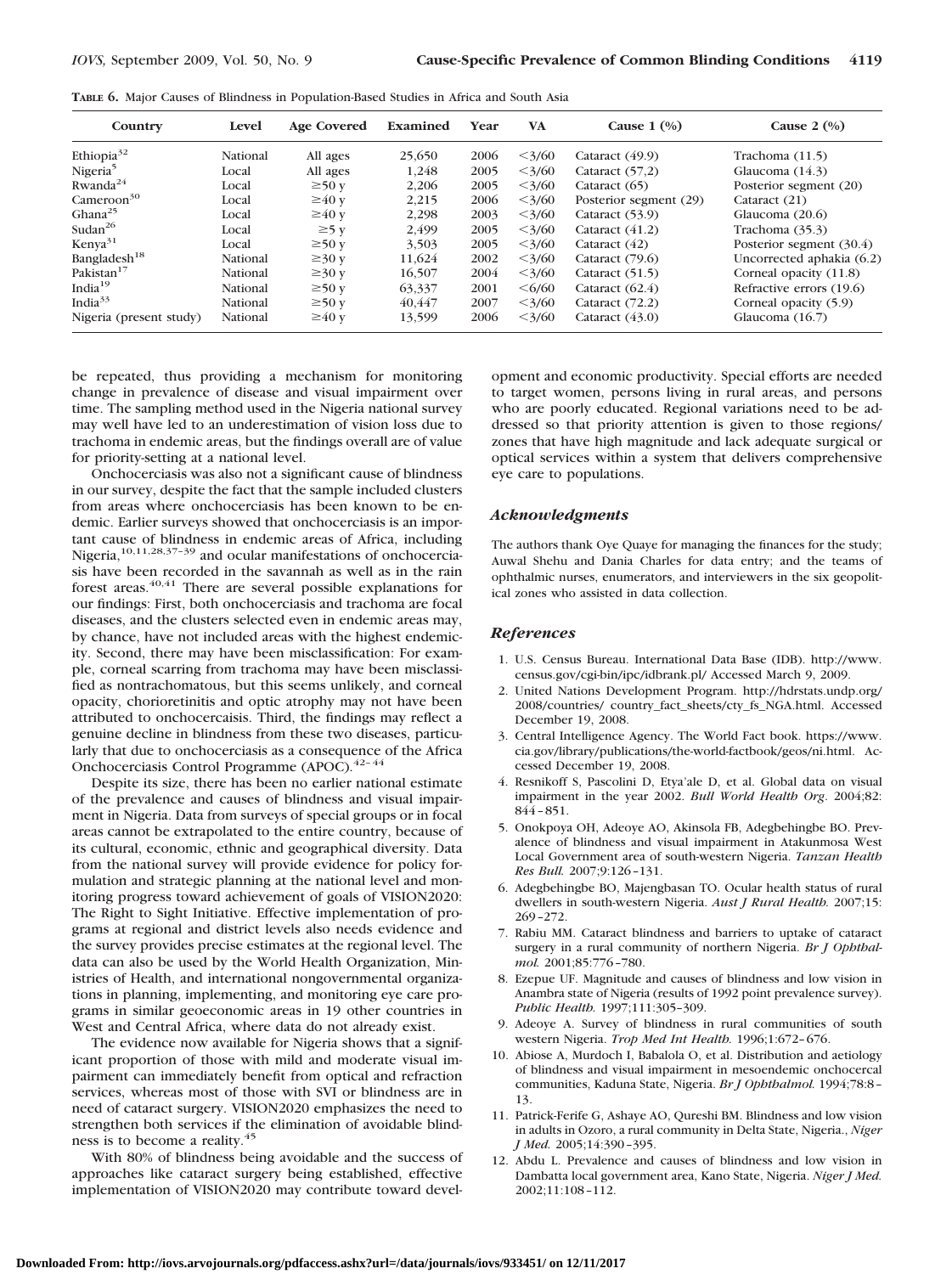**TABLE 6.** Major Causes of Blindness in Population-Based Studies in Africa and South Asia

| Country | Level | Age Covered | Examined | Year | VA | Cause 1 (%) | Cause 2 (%) |
|---|---|---|---|---|---|---|---|
| Ethiopia[32] | National | All ages | 25,650 | 2006 | <3/60 | Cataract (49.9) | Trachoma (11.5) |
| Nigeria[5] | Local | All ages | 1,248 | 2005 | <3/60 | Cataract (57,2) | Glaucoma (14.3) |
| Rwanda[24] | Local | ≥50 y | 2,206 | 2005 | <3/60 | Cataract (65) | Posterior segment (20) |
| Cameroon[30] | Local | ≥40 y | 2,215 | 2006 | <3/60 | Posterior segment (29) | Cataract (21) |
| Ghana[25] | Local | ≥40 y | 2,298 | 2003 | <3/60 | Cataract (53.9) | Glaucoma (20.6) |
| Sudan[26] | Local | ≥5 y | 2,499 | 2005 | <3/60 | Cataract (41.2) | Trachoma (35.3) |
| Kenya[31] | Local | ≥50 y | 3,503 | 2005 | <3/60 | Cataract (42) | Posterior segment (30.4) |
| Bangladesh[18] | National | ≥30 y | 11,624 | 2002 | <3/60 | Cataract (79.6) | Uncorrected aphakia (6.2) |
| Pakistan[17] | National | ≥30 y | 16,507 | 2004 | <3/60 | Cataract (51.5) | Corneal opacity (11.8) |
| India[19] | National | ≥50 y | 63,337 | 2001 | <6/60 | Cataract (62.4) | Refractive errors (19.6) |
| India[33] | National | ≥50 y | 40,447 | 2007 | <3/60 | Cataract (72.2) | Corneal opacity (5.9) |
| Nigeria (present study) | National | ≥40 y | 13,599 | 2006 | <3/60 | Cataract (43.0) | Glaucoma (16.7) |

be repeated, thus providing a mechanism for monitoring change in prevalence of disease and visual impairment over time. The sampling method used in the Nigeria national survey may well have led to an underestimation of vision loss due to trachoma in endemic areas, but the findings overall are of value for priority-setting at a national level.

Onchocerciasis was also not a significant cause of blindness in our survey, despite the fact that the sample included clusters from areas where onchocerciasis has been known to be endemic. Earlier surveys showed that onchocerciasis is an important cause of blindness in endemic areas of Africa, including Nigeria,[10,11,28,37–39] and ocular manifestations of onchocerciasis have been recorded in the savannah as well as in the rain forest areas.[40,41] There are several possible explanations for our findings: First, both onchocerciasis and trachoma are focal diseases, and the clusters selected even in endemic areas may, by chance, have not included areas with the highest endemicity. Second, there may have been misclassification: For example, corneal scarring from trachoma may have been misclassified as nontrachomatous, but this seems unlikely, and corneal opacity, chorioretinitis and optic atrophy may not have been attributed to onchocercaisis. Third, the findings may reflect a genuine decline in blindness from these two diseases, particularly that due to onchocerciasis as a consequence of the Africa Onchocerciasis Control Programme (APOC).[42–44]

Despite its size, there has been no earlier national estimate of the prevalence and causes of blindness and visual impairment in Nigeria. Data from surveys of special groups or in focal areas cannot be extrapolated to the entire country, because of its cultural, economic, ethnic and geographical diversity. Data from the national survey will provide evidence for policy formulation and strategic planning at the national level and monitoring progress toward achievement of goals of VISION2020: The Right to Sight Initiative. Effective implementation of programs at regional and district levels also needs evidence and the survey provides precise estimates at the regional level. The data can also be used by the World Health Organization, Ministries of Health, and international nongovernmental organizations in planning, implementing, and monitoring eye care programs in similar geoeconomic areas in 19 other countries in West and Central Africa, where data do not already exist.

The evidence now available for Nigeria shows that a significant proportion of those with mild and moderate visual impairment can immediately benefit from optical and refraction services, whereas most of those with SVI or blindness are in need of cataract surgery. VISION2020 emphasizes the need to strengthen both services if the elimination of avoidable blindness is to become a reality.[45]

With 80% of blindness being avoidable and the success of approaches like cataract surgery being established, effective implementation of VISION2020 may contribute toward development and economic productivity. Special efforts are needed to target women, persons living in rural areas, and persons who are poorly educated. Regional variations need to be addressed so that priority attention is given to those regions/zones that have high magnitude and lack adequate surgical or optical services within a system that delivers comprehensive eye care to populations.

## Acknowledgments

The authors thank Oye Quaye for managing the finances for the study; Auwal Shehu and Dania Charles for data entry; and the teams of ophthalmic nurses, enumerators, and interviewers in the six geopolitical zones who assisted in data collection.

## References

1. U.S. Census Bureau. International Data Base (IDB). http://www.census.gov/cgi-bin/ipc/idbrank.pl/ Accessed March 9, 2009.
2. United Nations Development Program. http://hdrstats.undp.org/2008/countries/ country_fact_sheets/cty_fs_NGA.html. Accessed December 19, 2008.
3. Central Intelligence Agency. The World Fact book. https://www.cia.gov/library/publications/the-world-factbook/geos/ni.html. Accessed December 19, 2008.
4. Resnikoff S, Pascolini D, Etya'ale D, et al. Global data on visual impairment in the year 2002. *Bull World Health Org*. 2004;82:844–851.
5. Onokpoya OH, Adeoye AO, Akinsola FB, Adegbehingbe BO. Prevalence of blindness and visual impairment in Atakunmosa West Local Government area of south-western Nigeria. *Tanzan Health Res Bull.* 2007;9:126–131.
6. Adegbehingbe BO, Majengbasan TO. Ocular health status of rural dwellers in south-western Nigeria. *Aust J Rural Health.* 2007;15:269–272.
7. Rabiu MM. Cataract blindness and barriers to uptake of cataract surgery in a rural community of northern Nigeria. *Br J Ophthalmol.* 2001;85:776–780.
8. Ezepue UF. Magnitude and causes of blindness and low vision in Anambra state of Nigeria (results of 1992 point prevalence survey). *Public Health.* 1997;111:305–309.
9. Adeoye A. Survey of blindness in rural communities of south western Nigeria. *Trop Med Int Health.* 1996;1:672–676.
10. Abiose A, Murdoch I, Babalola O, et al. Distribution and aetiology of blindness and visual impairment in mesoendemic onchocercal communities, Kaduna State, Nigeria. *Br J Ophthalmol.* 1994;78:8–13.
11. Patrick-Ferife G, Ashaye AO, Qureshi BM. Blindness and low vision in adults in Ozoro, a rural community in Delta State, Nigeria., *Niger J Med.* 2005;14:390–395.
12. Abdu L. Prevalence and causes of blindness and low vision in Dambatta local government area, Kano State, Nigeria. *Niger J Med.* 2002;11:108–112.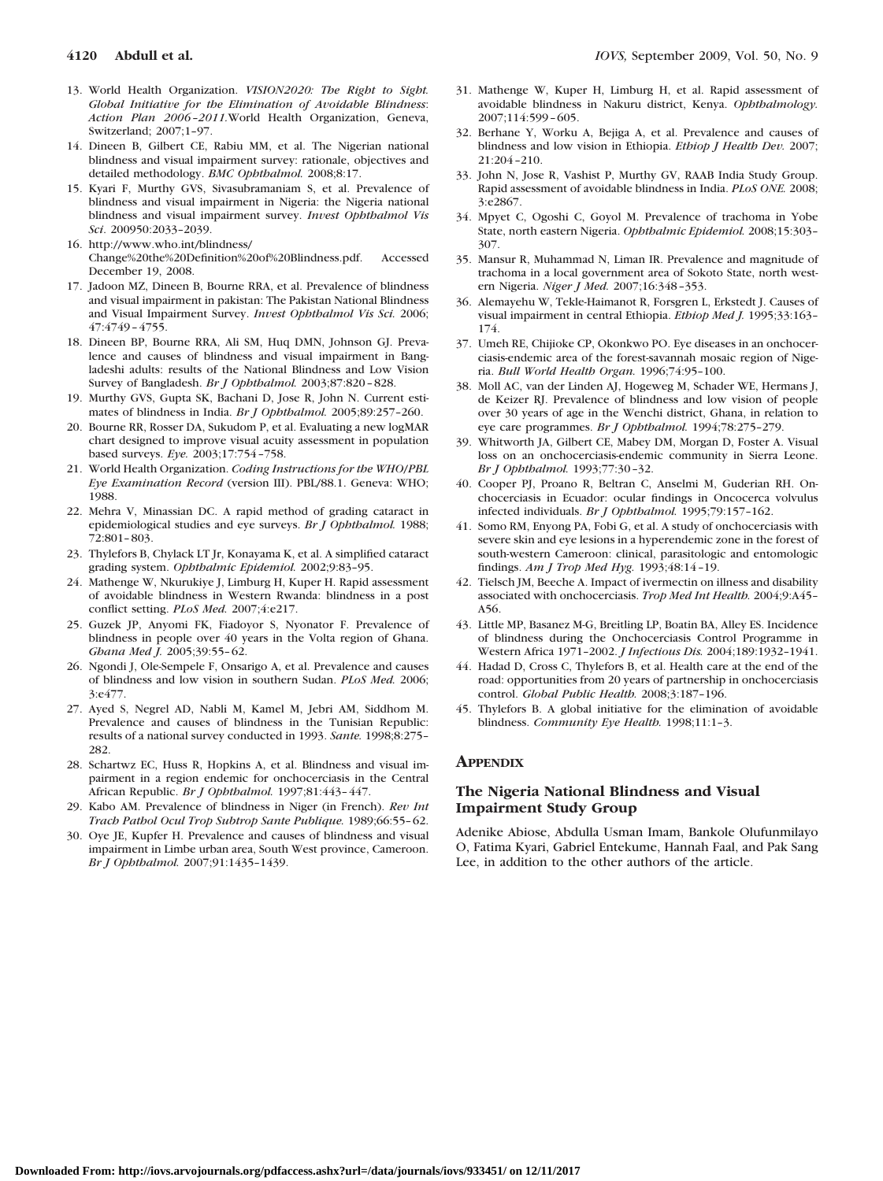13. World Health Organization. *VISION2020: The Right to Sight. Global Initiative for the Elimination of Avoidable Blindness: Action Plan 2006–2011.*World Health Organization, Geneva, Switzerland; 2007;1–97.
14. Dineen B, Gilbert CE, Rabiu MM, et al. The Nigerian national blindness and visual impairment survey: rationale, objectives and detailed methodology. *BMC Ophthalmol.* 2008;8:17.
15. Kyari F, Murthy GVS, Sivasubramaniam S, et al. Prevalence of blindness and visual impairment in Nigeria: the Nigeria national blindness and visual impairment survey. *Invest Ophthalmol Vis Sci*. 200950:2033–2039.
16. http://www.who.int/blindness/Change%20the%20Definition%20of%20Blindness.pdf. Accessed December 19, 2008.
17. Jadoon MZ, Dineen B, Bourne RRA, et al. Prevalence of blindness and visual impairment in pakistan: The Pakistan National Blindness and Visual Impairment Survey. *Invest Ophthalmol Vis Sci.* 2006; 47:4749–4755.
18. Dineen BP, Bourne RRA, Ali SM, Huq DMN, Johnson GJ. Prevalence and causes of blindness and visual impairment in Bangladeshi adults: results of the National Blindness and Low Vision Survey of Bangladesh. *Br J Ophthalmol.* 2003;87:820–828.
19. Murthy GVS, Gupta SK, Bachani D, Jose R, John N. Current estimates of blindness in India. *Br J Ophthalmol.* 2005;89:257–260.
20. Bourne RR, Rosser DA, Sukudom P, et al. Evaluating a new logMAR chart designed to improve visual acuity assessment in population based surveys. *Eye.* 2003;17:754–758.
21. World Health Organization. *Coding Instructions for the WHO/PBL Eye Examination Record* (version III). PBL/88.1. Geneva: WHO; 1988.
22. Mehra V, Minassian DC. A rapid method of grading cataract in epidemiological studies and eye surveys. *Br J Ophthalmol.* 1988; 72:801–803.
23. Thylefors B, Chylack LT Jr, Konayama K, et al. A simplified cataract grading system. *Ophthalmic Epidemiol.* 2002;9:83–95.
24. Mathenge W, Nkurukiye J, Limburg H, Kuper H. Rapid assessment of avoidable blindness in Western Rwanda: blindness in a post conflict setting. *PLoS Med.* 2007;4:e217.
25. Guzek JP, Anyomi FK, Fiadoyor S, Nyonator F. Prevalence of blindness in people over 40 years in the Volta region of Ghana. *Ghana Med J.* 2005;39:55–62.
26. Ngondi J, Ole-Sempele F, Onsarigo A, et al. Prevalence and causes of blindness and low vision in southern Sudan. *PLoS Med.* 2006; 3:e477.
27. Ayed S, Negrel AD, Nabli M, Kamel M, Jebri AM, Siddhom M. Prevalence and causes of blindness in the Tunisian Republic: results of a national survey conducted in 1993. *Sante.* 1998;8:275–282.
28. Schartwz EC, Huss R, Hopkins A, et al. Blindness and visual impairment in a region endemic for onchocerciasis in the Central African Republic. *Br J Ophthalmol.* 1997;81:443–447.
29. Kabo AM. Prevalence of blindness in Niger (in French). *Rev Int Trach Pathol Ocul Trop Subtrop Sante Publique.* 1989;66:55–62.
30. Oye JE, Kupfer H. Prevalence and causes of blindness and visual impairment in Limbe urban area, South West province, Cameroon. *Br J Ophthalmol.* 2007;91:1435–1439.
31. Mathenge W, Kuper H, Limburg H, et al. Rapid assessment of avoidable blindness in Nakuru district, Kenya. *Ophthalmology.* 2007;114:599–605.
32. Berhane Y, Worku A, Bejiga A, et al. Prevalence and causes of blindness and low vision in Ethiopia. *Ethiop J Health Dev.* 2007; 21:204–210.
33. John N, Jose R, Vashist P, Murthy GV, RAAB India Study Group. Rapid assessment of avoidable blindness in India. *PLoS ONE.* 2008; 3:e2867.
34. Mpyet C, Ogoshi C, Goyol M. Prevalence of trachoma in Yobe State, north eastern Nigeria. *Ophthalmic Epidemiol.* 2008;15:303–307.
35. Mansur R, Muhammad N, Liman IR. Prevalence and magnitude of trachoma in a local government area of Sokoto State, north western Nigeria. *Niger J Med.* 2007;16:348–353.
36. Alemayehu W, Tekle-Haimanot R, Forsgren L, Erkstedt J. Causes of visual impairment in central Ethiopia. *Ethiop Med J.* 1995;33:163–174.
37. Umeh RE, Chijioke CP, Okonkwo PO. Eye diseases in an onchocerciasis-endemic area of the forest-savannah mosaic region of Nigeria. *Bull World Health Organ.* 1996;74:95–100.
38. Moll AC, van der Linden AJ, Hogeweg M, Schader WE, Hermans J, de Keizer RJ. Prevalence of blindness and low vision of people over 30 years of age in the Wenchi district, Ghana, in relation to eye care programmes. *Br J Ophthalmol.* 1994;78:275–279.
39. Whitworth JA, Gilbert CE, Mabey DM, Morgan D, Foster A. Visual loss on an onchocerciasis-endemic community in Sierra Leone. *Br J Ophthalmol.* 1993;77:30–32.
40. Cooper PJ, Proano R, Beltran C, Anselmi M, Guderian RH. Onchocerciasis in Ecuador: ocular findings in Oncocerca volvulus infected individuals. *Br J Ophthalmol.* 1995;79:157–162.
41. Somo RM, Enyong PA, Fobi G, et al. A study of onchocerciasis with severe skin and eye lesions in a hyperendemic zone in the forest of south-western Cameroon: clinical, parasitologic and entomologic findings. *Am J Trop Med Hyg.* 1993;48:14–19.
42. Tielsch JM, Beeche A. Impact of ivermectin on illness and disability associated with onchocerciasis. *Trop Med Int Health.* 2004;9:A45–A56.
43. Little MP, Basanez M-G, Breitling LP, Boatin BA, Alley ES. Incidence of blindness during the Onchocerciasis Control Programme in Western Africa 1971–2002. *J Infectious Dis.* 2004;189:1932–1941.
44. Hadad D, Cross C, Thylefors B, et al. Health care at the end of the road: opportunities from 20 years of partnership in onchocerciasis control. *Global Public Health.* 2008;3:187–196.
45. Thylefors B. A global initiative for the elimination of avoidable blindness. *Community Eye Health.* 1998;11:1–3.

## Appendix

### The Nigeria National Blindness and Visual Impairment Study Group

Adenike Abiose, Abdulla Usman Imam, Bankole Olufunmilayo O, Fatima Kyari, Gabriel Entekume, Hannah Faal, and Pak Sang Lee, in addition to the other authors of the article.